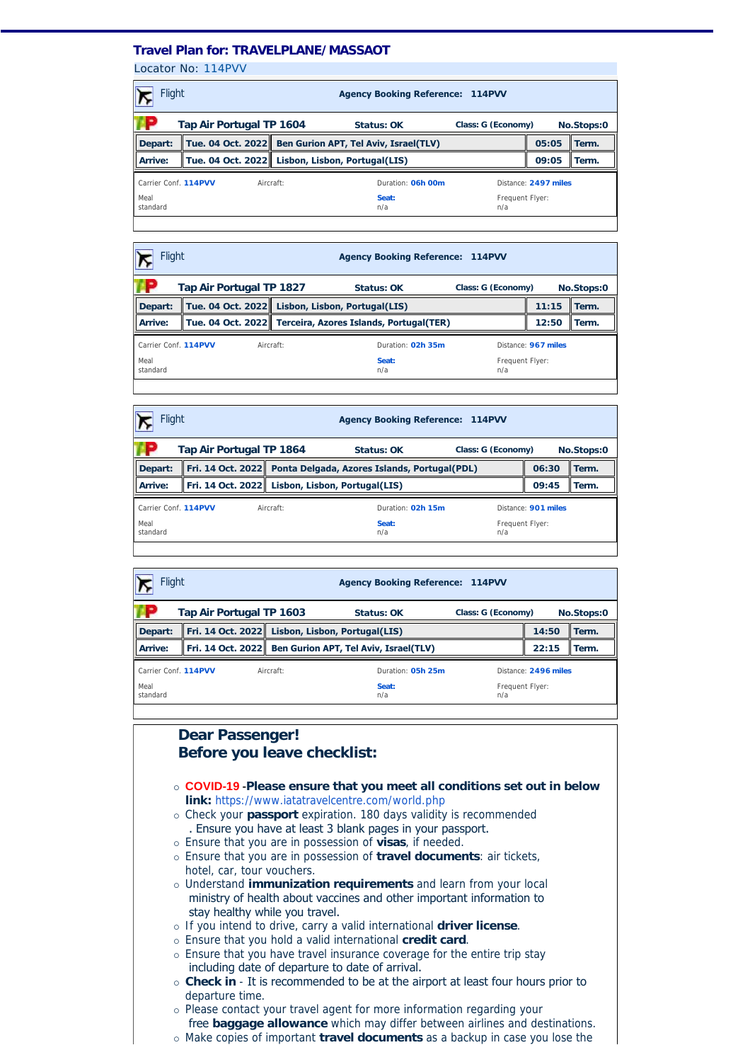## Travel Plan for: TRAVELPLANE/MASSAOT

Locator No: 114PVV

---

**Flight** — **Agency Booking Reference: 114PVV**

**Tap Air Portugal TP 1604** | **Status: OK** | **Class: G (Economy)** | **No.Stops:0**

| | | | | |
|---|---|---|---|---|
| **Depart:** | **Tue. 04 Oct. 2022** | **Ben Gurion APT, Tel Aviv, Israel(TLV)** | **05:05** | **Term.** |
| **Arrive:** | **Tue. 04 Oct. 2022** | **Lisbon, Lisbon, Portugal(LIS)** | **09:05** | **Term.** |

| | | | |
|---|---|---|---|
| Carrier Conf. **114PVV** | Aircraft: | Duration: **06h 00m** | Distance: **2497 miles** |
| Meal standard | | **Seat:** n/a | Frequent Flyer: n/a |

---

**Flight** — **Agency Booking Reference: 114PVV**

**Tap Air Portugal TP 1827** | **Status: OK** | **Class: G (Economy)** | **No.Stops:0**

| | | | | |
|---|---|---|---|---|
| **Depart:** | **Tue. 04 Oct. 2022** | **Lisbon, Lisbon, Portugal(LIS)** | **11:15** | **Term.** |
| **Arrive:** | **Tue. 04 Oct. 2022** | **Terceira, Azores Islands, Portugal(TER)** | **12:50** | **Term.** |

| | | | |
|---|---|---|---|
| Carrier Conf. **114PVV** | Aircraft: | Duration: **02h 35m** | Distance: **967 miles** |
| Meal standard | | **Seat:** n/a | Frequent Flyer: n/a |

---

**Flight** — **Agency Booking Reference: 114PVV**

**Tap Air Portugal TP 1864** | **Status: OK** | **Class: G (Economy)** | **No.Stops:0**

| | | | | |
|---|---|---|---|---|
| **Depart:** | **Fri. 14 Oct. 2022** | **Ponta Delgada, Azores Islands, Portugal(PDL)** | **06:30** | **Term.** |
| **Arrive:** | **Fri. 14 Oct. 2022** | **Lisbon, Lisbon, Portugal(LIS)** | **09:45** | **Term.** |

| | | | |
|---|---|---|---|
| Carrier Conf. **114PVV** | Aircraft: | Duration: **02h 15m** | Distance: **901 miles** |
| Meal standard | | **Seat:** n/a | Frequent Flyer: n/a |

---

**Flight** — **Agency Booking Reference: 114PVV**

**Tap Air Portugal TP 1603** | **Status: OK** | **Class: G (Economy)** | **No.Stops:0**

| | | | | |
|---|---|---|---|---|
| **Depart:** | **Fri. 14 Oct. 2022** | **Lisbon, Lisbon, Portugal(LIS)** | **14:50** | **Term.** |
| **Arrive:** | **Fri. 14 Oct. 2022** | **Ben Gurion APT, Tel Aviv, Israel(TLV)** | **22:15** | **Term.** |

| | | | |
|---|---|---|---|
| Carrier Conf. **114PVV** | Aircraft: | Duration: **05h 25m** | Distance: **2496 miles** |
| Meal standard | | **Seat:** n/a | Frequent Flyer: n/a |

---

## Dear Passenger!
## Before you leave checklist:

- **COVID-19** -**Please ensure that you meet all conditions set out in below link:** https://www.iatatravelcentre.com/world.php
- Check your **passport** expiration. 180 days validity is recommended . Ensure you have at least 3 blank pages in your passport.
- Ensure that you are in possession of **visas**, if needed.
- Ensure that you are in possession of **travel documents**: air tickets, hotel, car, tour vouchers.
- Understand **immunization requirements** and learn from your local ministry of health about vaccines and other important information to stay healthy while you travel.
- If you intend to drive, carry a valid international **driver license**.
- Ensure that you hold a valid international **credit card**.
- Ensure that you have travel insurance coverage for the entire trip stay including date of departure to date of arrival.
- **Check in** - It is recommended to be at the airport at least four hours prior to departure time.
- Please contact your travel agent for more information regarding your free **baggage allowance** which may differ between airlines and destinations.
- Make copies of important **travel documents** as a backup in case you lose the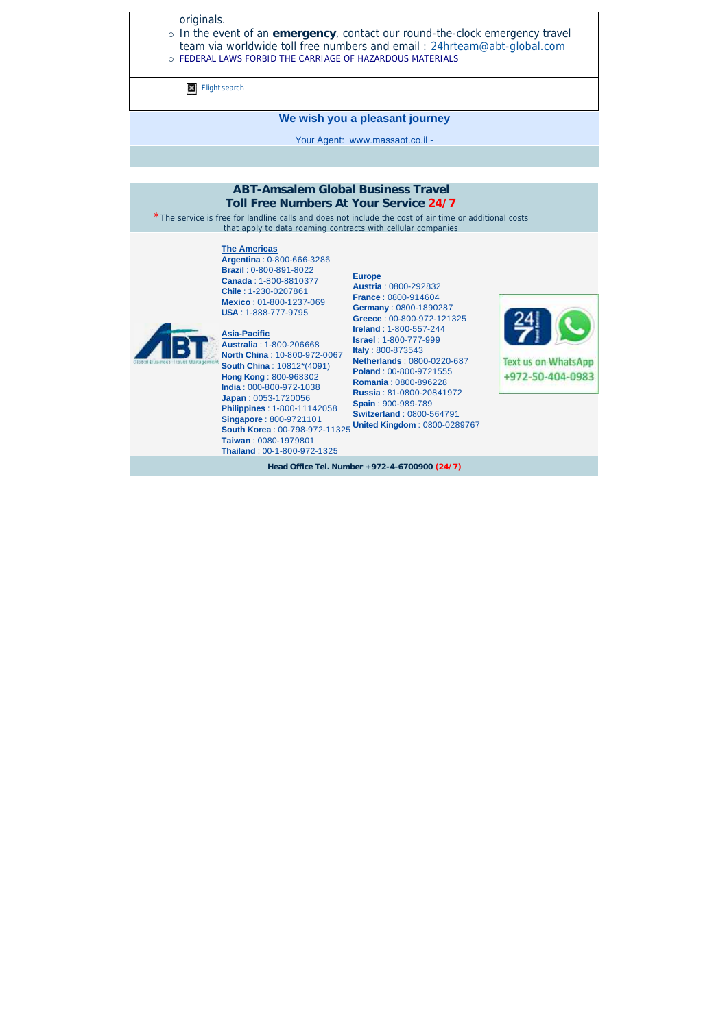originals.

- In the event of an **emergency**, contact our round-the-clock emergency travel team via worldwide toll free numbers and email : 24hrteam@abt-global.com
- FEDERAL LAWS FORBID THE CARRIAGE OF HAZARDOUS MATERIALS

Flight search

**We wish you a pleasant journey**

Your Agent: www.massaot.co.il -

## ABT-Amsalem Global Business Travel
## Toll Free Numbers At Your Service 24/7

*The service is free for landline calls and does not include the cost of air time or additional costs that apply to data roaming contracts with cellular companies

**The Americas**

**Argentina** : 0-800-666-3286
**Brazil** : 0-800-891-8022
**Canada** : 1-800-8810377
**Chile** : 1-230-0207861
**Mexico** : 01-800-1237-069
**USA** : 1-888-777-9795

**Asia-Pacific**

**Australia** : 1-800-206668
**North China** : 10-800-972-0067
**South China** : 10812*(4091)
**Hong Kong** : 800-968302
**India** : 000-800-972-1038
**Japan** : 0053-1720056
**Philippines** : 1-800-11142058
**Singapore** : 800-9721101
**South Korea** : 00-798-972-11325
**Taiwan** : 0080-1979801
**Thailand** : 00-1-800-972-1325

**Europe**

**Austria** : 0800-292832
**France** : 0800-914604
**Germany** : 0800-1890287
**Greece** : 00-800-972-121325
**Ireland** : 1-800-557-244
**Israel** : 1-800-777-999
**Italy** : 800-873543
**Netherlands** : 0800-0220-687
**Poland** : 00-800-9721555
**Romania** : 0800-896228
**Russia** : 81-0800-20841972
**Spain** : 900-989-789
**Switzerland** : 0800-564791
**United Kingdom** : 0800-0289767

Text us on WhatsApp +972-50-404-0983

**Head Office Tel. Number +972-4-6700900 (24/7)**